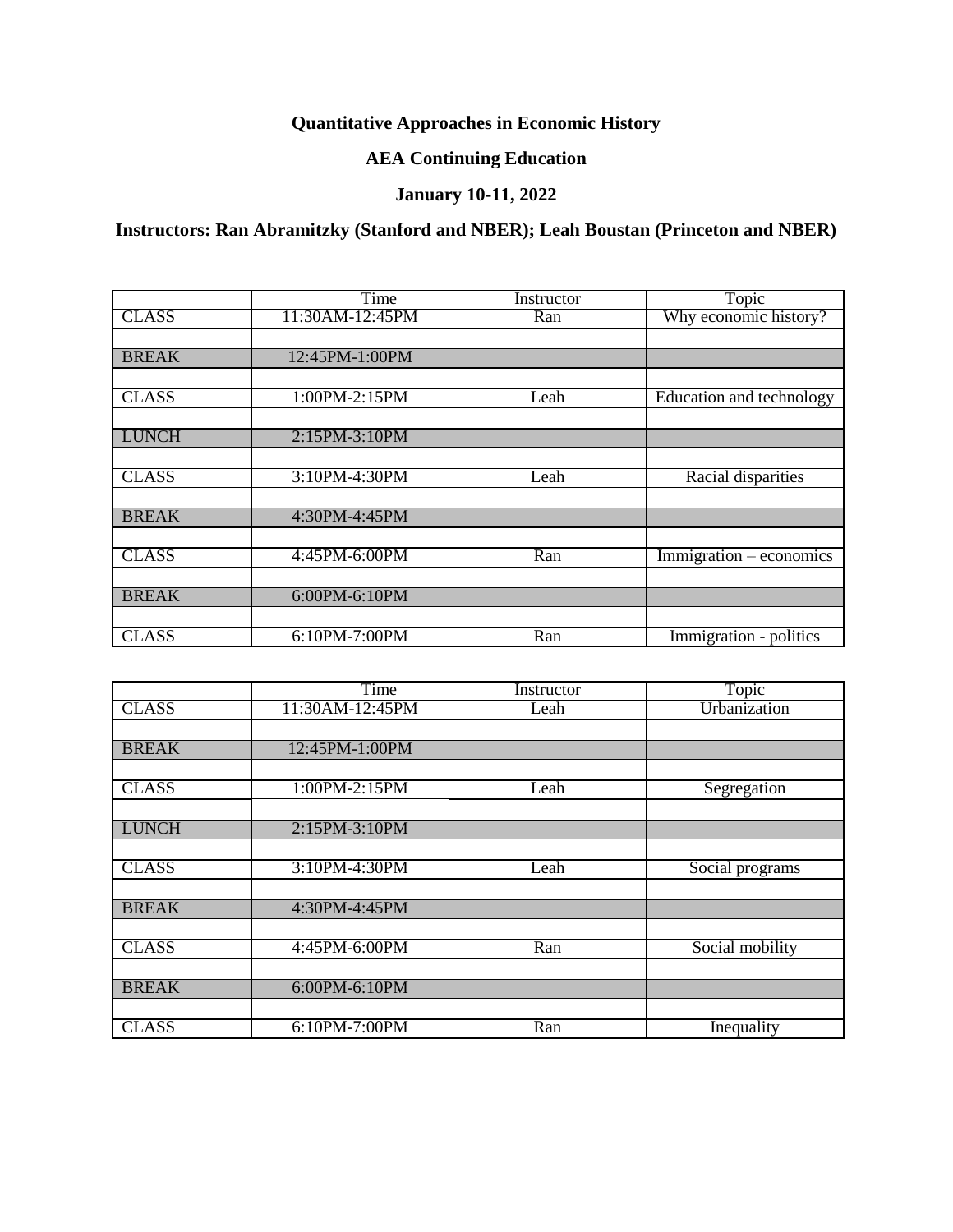**Quantitative Approaches in Economic History**

**AEA Continuing Education**

**January 10-11, 2022**

**Instructors: Ran Abramitzky (Stanford and NBER); Leah Boustan (Princeton and NBER)**

| | Time | Instructor | Topic |
|---|---|---|---|
| CLASS | 11:30AM-12:45PM | Ran | Why economic history? |
| | | | |
| BREAK | 12:45PM-1:00PM | | |
| | | | |
| CLASS | 1:00PM-2:15PM | Leah | Education and technology |
| | | | |
| LUNCH | 2:15PM-3:10PM | | |
| | | | |
| CLASS | 3:10PM-4:30PM | Leah | Racial disparities |
| | | | |
| BREAK | 4:30PM-4:45PM | | |
| | | | |
| CLASS | 4:45PM-6:00PM | Ran | Immigration – economics |
| | | | |
| BREAK | 6:00PM-6:10PM | | |
| | | | |
| CLASS | 6:10PM-7:00PM | Ran | Immigration - politics |

| | Time | Instructor | Topic |
|---|---|---|---|
| CLASS | 11:30AM-12:45PM | Leah | Urbanization |
| | | | |
| BREAK | 12:45PM-1:00PM | | |
| | | | |
| CLASS | 1:00PM-2:15PM | Leah | Segregation |
| | | | |
| LUNCH | 2:15PM-3:10PM | | |
| | | | |
| CLASS | 3:10PM-4:30PM | Leah | Social programs |
| | | | |
| BREAK | 4:30PM-4:45PM | | |
| | | | |
| CLASS | 4:45PM-6:00PM | Ran | Social mobility |
| | | | |
| BREAK | 6:00PM-6:10PM | | |
| | | | |
| CLASS | 6:10PM-7:00PM | Ran | Inequality |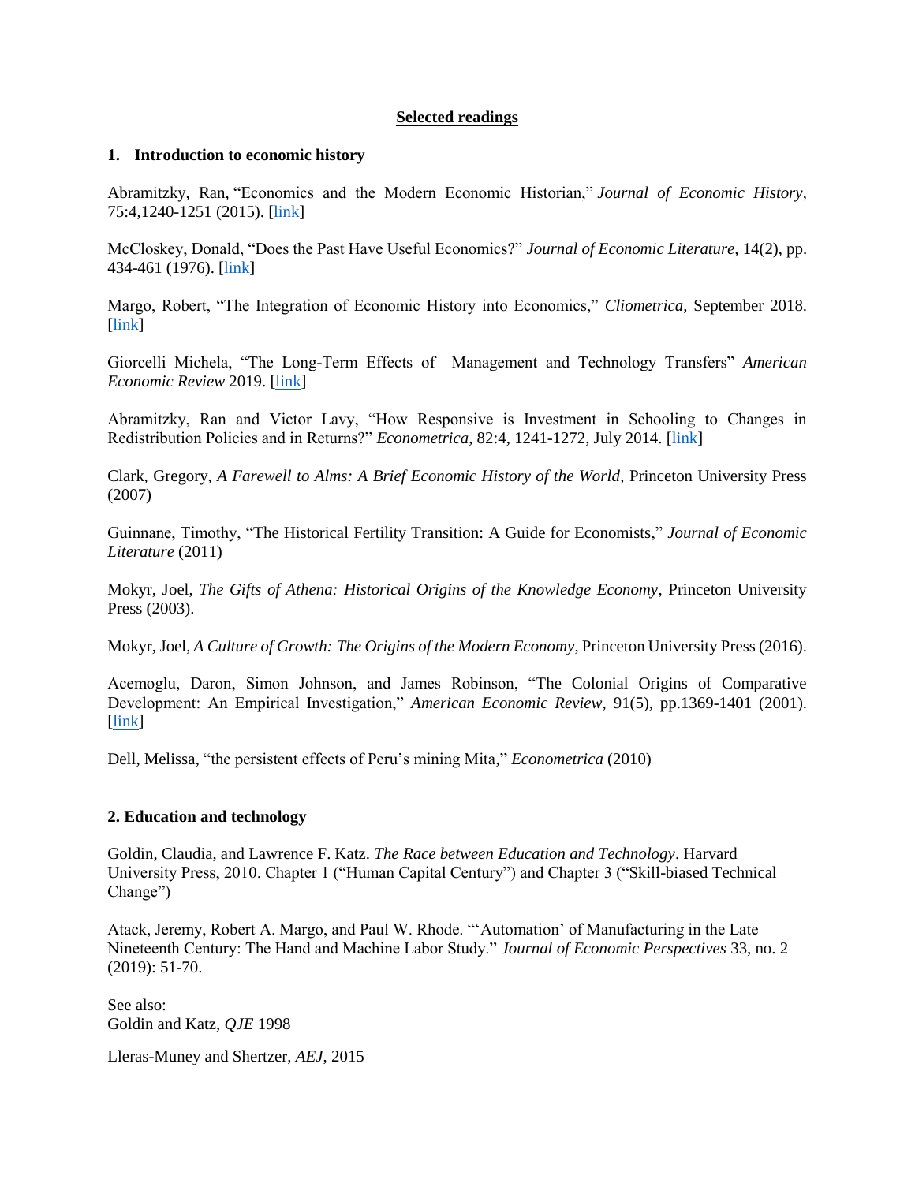**Selected readings**

### 1. Introduction to economic history

Abramitzky, Ran, "Economics and the Modern Economic Historian," *Journal of Economic History*, 75:4,1240-1251 (2015). [link]

McCloskey, Donald, "Does the Past Have Useful Economics?" *Journal of Economic Literature,* 14(2), pp. 434-461 (1976). [link]

Margo, Robert, "The Integration of Economic History into Economics," *Cliometrica*, September 2018. [link]

Giorcelli Michela, "The Long-Term Effects of Management and Technology Transfers" *American Economic Review* 2019. [link]

Abramitzky, Ran and Victor Lavy, "How Responsive is Investment in Schooling to Changes in Redistribution Policies and in Returns?" *Econometrica*, 82:4, 1241-1272, July 2014. [link]

Clark, Gregory, *A Farewell to Alms: A Brief Economic History of the World*, Princeton University Press (2007)

Guinnane, Timothy, "The Historical Fertility Transition: A Guide for Economists," *Journal of Economic Literature* (2011)

Mokyr, Joel, *The Gifts of Athena: Historical Origins of the Knowledge Economy*, Princeton University Press (2003).

Mokyr, Joel, *A Culture of Growth: The Origins of the Modern Economy*, Princeton University Press (2016).

Acemoglu, Daron, Simon Johnson, and James Robinson, "The Colonial Origins of Comparative Development: An Empirical Investigation," *American Economic Review,* 91(5), pp.1369-1401 (2001). [link]

Dell, Melissa, "the persistent effects of Peru's mining Mita," *Econometrica* (2010)

### 2. Education and technology

Goldin, Claudia, and Lawrence F. Katz. *The Race between Education and Technology*. Harvard University Press, 2010. Chapter 1 ("Human Capital Century") and Chapter 3 ("Skill-biased Technical Change")

Atack, Jeremy, Robert A. Margo, and Paul W. Rhode. "'Automation' of Manufacturing in the Late Nineteenth Century: The Hand and Machine Labor Study." *Journal of Economic Perspectives* 33, no. 2 (2019): 51-70.

See also:
Goldin and Katz, *QJE* 1998

Lleras-Muney and Shertzer, *AEJ*, 2015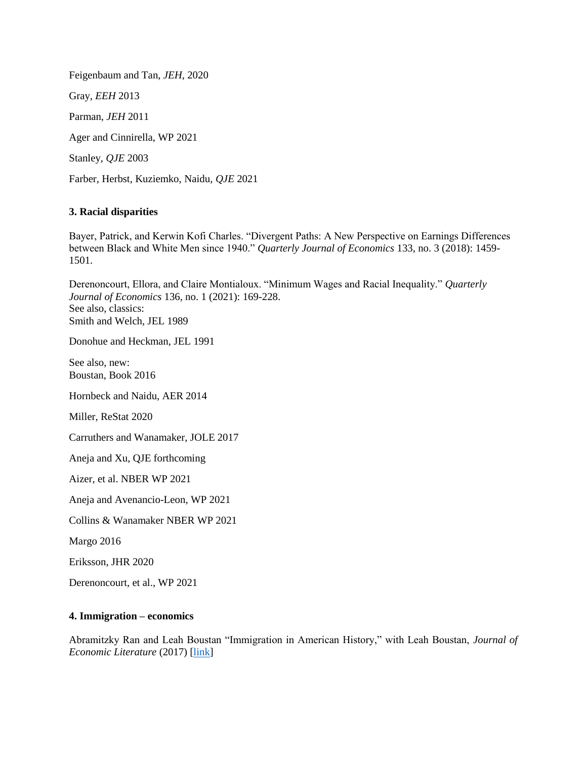Feigenbaum and Tan, *JEH*, 2020

Gray, *EEH* 2013

Parman, *JEH* 2011

Ager and Cinnirella, WP 2021

Stanley, *QJE* 2003

Farber, Herbst, Kuziemko, Naidu, *QJE* 2021

**3. Racial disparities**

Bayer, Patrick, and Kerwin Kofi Charles. "Divergent Paths: A New Perspective on Earnings Differences between Black and White Men since 1940." *Quarterly Journal of Economics* 133, no. 3 (2018): 1459-1501.

Derenoncourt, Ellora, and Claire Montialoux. "Minimum Wages and Racial Inequality." *Quarterly Journal of Economics* 136, no. 1 (2021): 169-228.
See also, classics:
Smith and Welch, JEL 1989

Donohue and Heckman, JEL 1991

See also, new:
Boustan, Book 2016

Hornbeck and Naidu, AER 2014

Miller, ReStat 2020

Carruthers and Wanamaker, JOLE 2017

Aneja and Xu, QJE forthcoming

Aizer, et al. NBER WP 2021

Aneja and Avenancio-Leon, WP 2021

Collins & Wanamaker NBER WP 2021

Margo 2016

Eriksson, JHR 2020

Derenoncourt, et al., WP 2021

**4. Immigration – economics**

Abramitzky Ran and Leah Boustan "Immigration in American History," with Leah Boustan, *Journal of Economic Literature* (2017) [link]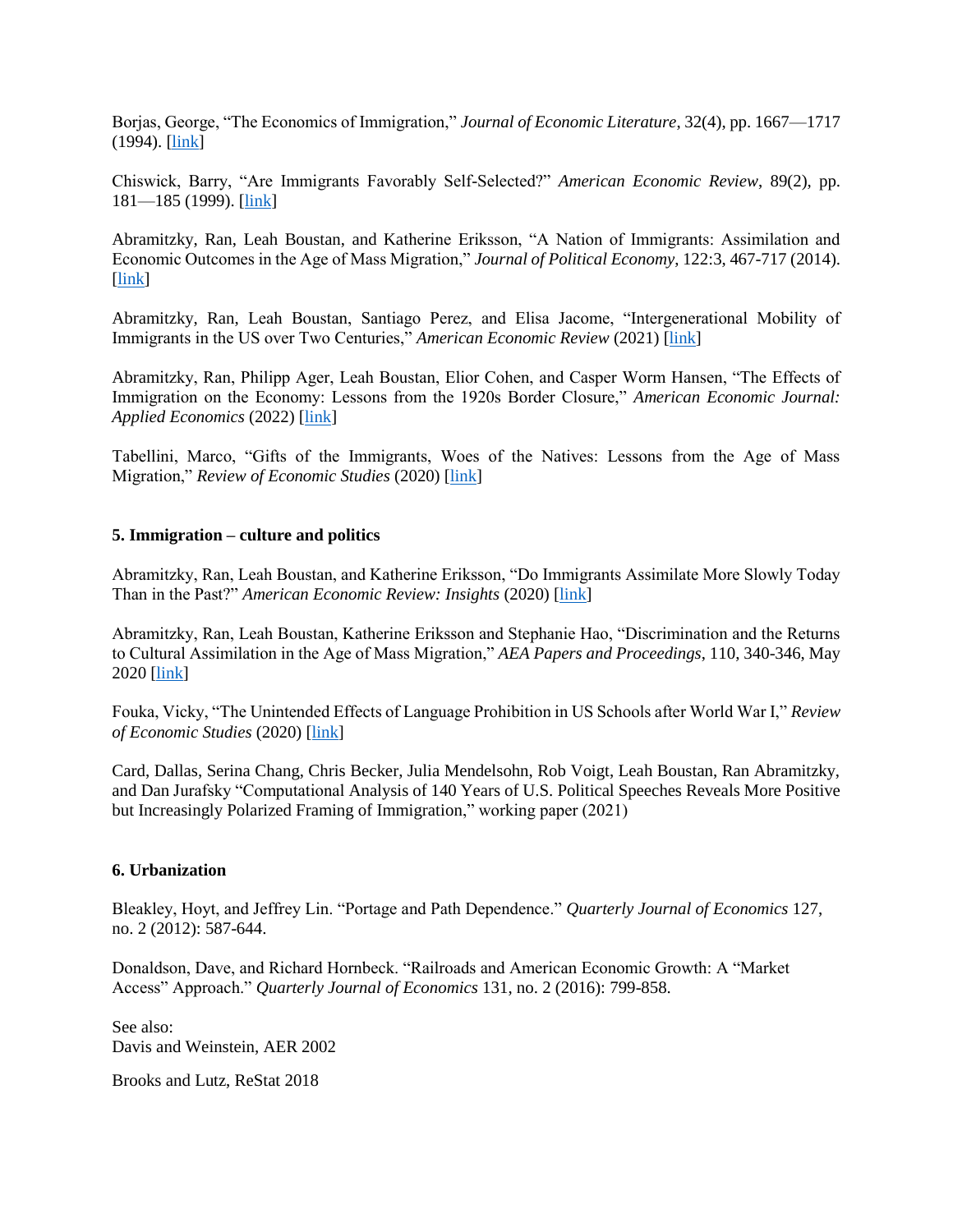Borjas, George, "The Economics of Immigration," *Journal of Economic Literature*, 32(4), pp. 1667—1717 (1994). [link]

Chiswick, Barry, "Are Immigrants Favorably Self-Selected?" *American Economic Review*, 89(2), pp. 181—185 (1999). [link]

Abramitzky, Ran, Leah Boustan, and Katherine Eriksson, "A Nation of Immigrants: Assimilation and Economic Outcomes in the Age of Mass Migration," *Journal of Political Economy*, 122:3, 467-717 (2014). [link]

Abramitzky, Ran, Leah Boustan, Santiago Perez, and Elisa Jacome, "Intergenerational Mobility of Immigrants in the US over Two Centuries," *American Economic Review* (2021) [link]

Abramitzky, Ran, Philipp Ager, Leah Boustan, Elior Cohen, and Casper Worm Hansen, "The Effects of Immigration on the Economy: Lessons from the 1920s Border Closure," *American Economic Journal: Applied Economics* (2022) [link]

Tabellini, Marco, "Gifts of the Immigrants, Woes of the Natives: Lessons from the Age of Mass Migration," *Review of Economic Studies* (2020) [link]

### 5. Immigration – culture and politics

Abramitzky, Ran, Leah Boustan, and Katherine Eriksson, "Do Immigrants Assimilate More Slowly Today Than in the Past?" *American Economic Review: Insights* (2020) [link]

Abramitzky, Ran, Leah Boustan, Katherine Eriksson and Stephanie Hao, "Discrimination and the Returns to Cultural Assimilation in the Age of Mass Migration," *AEA Papers and Proceedings*, 110, 340-346, May 2020 [link]

Fouka, Vicky, "The Unintended Effects of Language Prohibition in US Schools after World War I," *Review of Economic Studies* (2020) [link]

Card, Dallas, Serina Chang, Chris Becker, Julia Mendelsohn, Rob Voigt, Leah Boustan, Ran Abramitzky, and Dan Jurafsky "Computational Analysis of 140 Years of U.S. Political Speeches Reveals More Positive but Increasingly Polarized Framing of Immigration," working paper (2021)

### 6. Urbanization

Bleakley, Hoyt, and Jeffrey Lin. "Portage and Path Dependence." *Quarterly Journal of Economics* 127, no. 2 (2012): 587-644.

Donaldson, Dave, and Richard Hornbeck. "Railroads and American Economic Growth: A "Market Access" Approach." *Quarterly Journal of Economics* 131, no. 2 (2016): 799-858.

See also:
Davis and Weinstein, AER 2002

Brooks and Lutz, ReStat 2018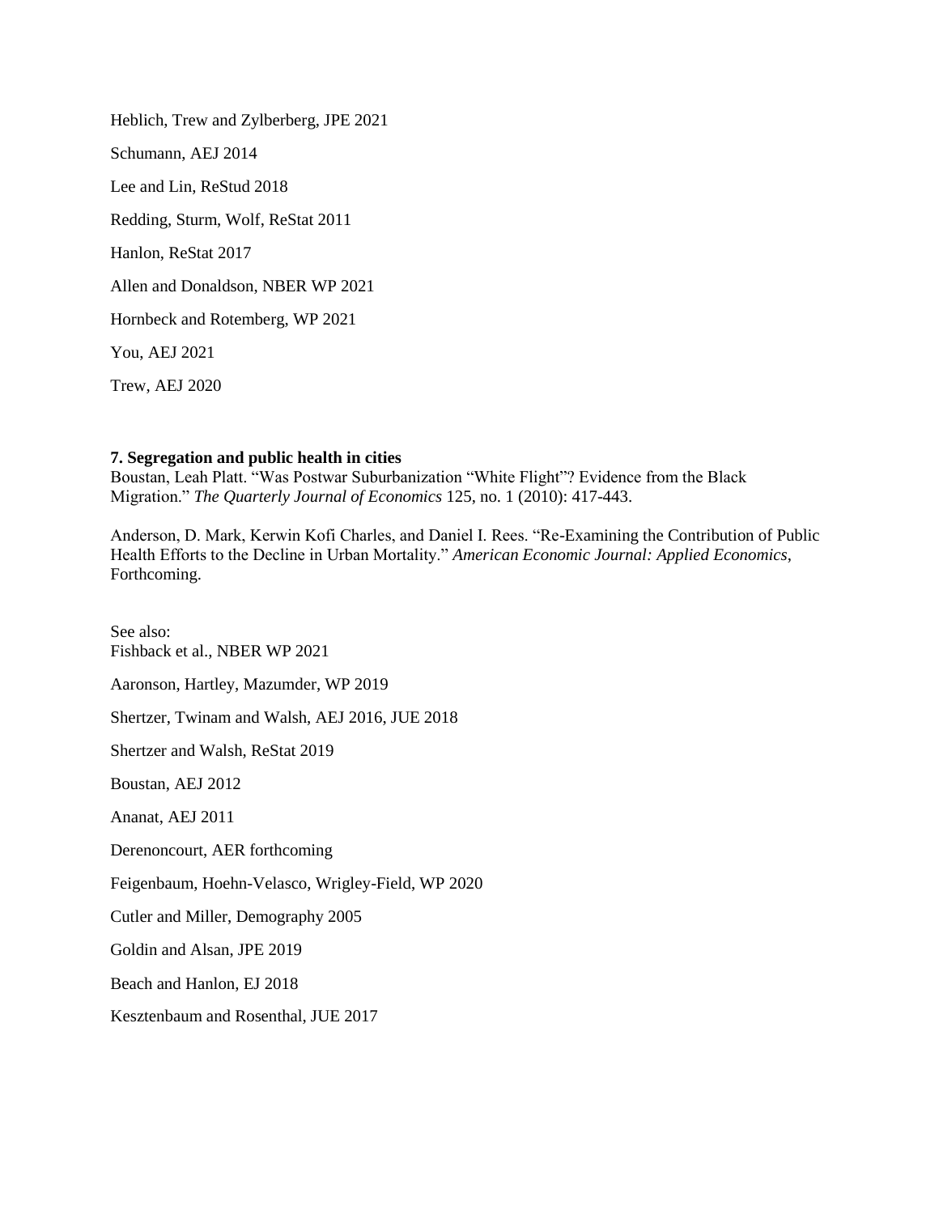Heblich, Trew and Zylberberg, JPE 2021

Schumann, AEJ 2014

Lee and Lin, ReStud 2018

Redding, Sturm, Wolf, ReStat 2011

Hanlon, ReStat 2017

Allen and Donaldson, NBER WP 2021

Hornbeck and Rotemberg, WP 2021

You, AEJ 2021

Trew, AEJ 2020

**7. Segregation and public health in cities**

Boustan, Leah Platt. "Was Postwar Suburbanization "White Flight"? Evidence from the Black Migration." *The Quarterly Journal of Economics* 125, no. 1 (2010): 417-443.

Anderson, D. Mark, Kerwin Kofi Charles, and Daniel I. Rees. "Re-Examining the Contribution of Public Health Efforts to the Decline in Urban Mortality." *American Economic Journal: Applied Economics*, Forthcoming.

See also:
Fishback et al., NBER WP 2021

Aaronson, Hartley, Mazumder, WP 2019

Shertzer, Twinam and Walsh, AEJ 2016, JUE 2018

Shertzer and Walsh, ReStat 2019

Boustan, AEJ 2012

Ananat, AEJ 2011

Derenoncourt, AER forthcoming

Feigenbaum, Hoehn-Velasco, Wrigley-Field, WP 2020

Cutler and Miller, Demography 2005

Goldin and Alsan, JPE 2019

Beach and Hanlon, EJ 2018

Kesztenbaum and Rosenthal, JUE 2017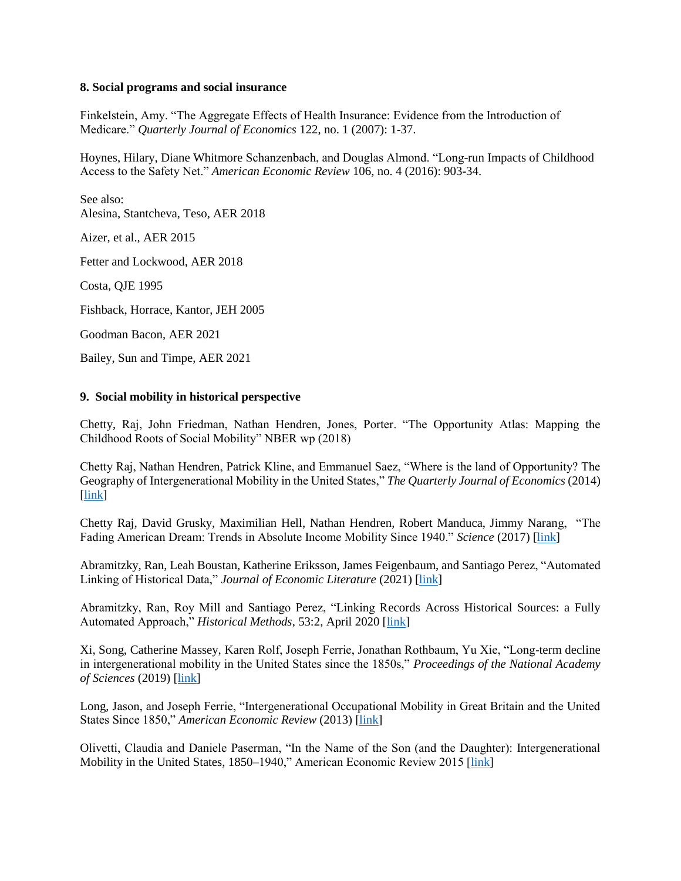**8. Social programs and social insurance**

Finkelstein, Amy. "The Aggregate Effects of Health Insurance: Evidence from the Introduction of Medicare." *Quarterly Journal of Economics* 122, no. 1 (2007): 1-37.

Hoynes, Hilary, Diane Whitmore Schanzenbach, and Douglas Almond. "Long-run Impacts of Childhood Access to the Safety Net." *American Economic Review* 106, no. 4 (2016): 903-34.

See also:
Alesina, Stantcheva, Teso, AER 2018

Aizer, et al., AER 2015

Fetter and Lockwood, AER 2018

Costa, QJE 1995

Fishback, Horrace, Kantor, JEH 2005

Goodman Bacon, AER 2021

Bailey, Sun and Timpe, AER 2021

**9. Social mobility in historical perspective**

Chetty, Raj, John Friedman, Nathan Hendren, Jones, Porter. "The Opportunity Atlas: Mapping the Childhood Roots of Social Mobility" NBER wp (2018)

Chetty Raj, Nathan Hendren, Patrick Kline, and Emmanuel Saez, "Where is the land of Opportunity? The Geography of Intergenerational Mobility in the United States," *The Quarterly Journal of Economics* (2014) [link]

Chetty Raj, David Grusky, Maximilian Hell, Nathan Hendren, Robert Manduca, Jimmy Narang, "The Fading American Dream: Trends in Absolute Income Mobility Since 1940." *Science* (2017) [link]

Abramitzky, Ran, Leah Boustan, Katherine Eriksson, James Feigenbaum, and Santiago Perez, "Automated Linking of Historical Data," *Journal of Economic Literature* (2021) [link]

Abramitzky, Ran, Roy Mill and Santiago Perez, "Linking Records Across Historical Sources: a Fully Automated Approach," *Historical Methods*, 53:2, April 2020 [link]

Xi, Song, Catherine Massey, Karen Rolf, Joseph Ferrie, Jonathan Rothbaum, Yu Xie, "Long-term decline in intergenerational mobility in the United States since the 1850s," *Proceedings of the National Academy of Sciences* (2019) [link]

Long, Jason, and Joseph Ferrie, "Intergenerational Occupational Mobility in Great Britain and the United States Since 1850," *American Economic Review* (2013) [link]

Olivetti, Claudia and Daniele Paserman, "In the Name of the Son (and the Daughter): Intergenerational Mobility in the United States, 1850–1940," American Economic Review 2015 [link]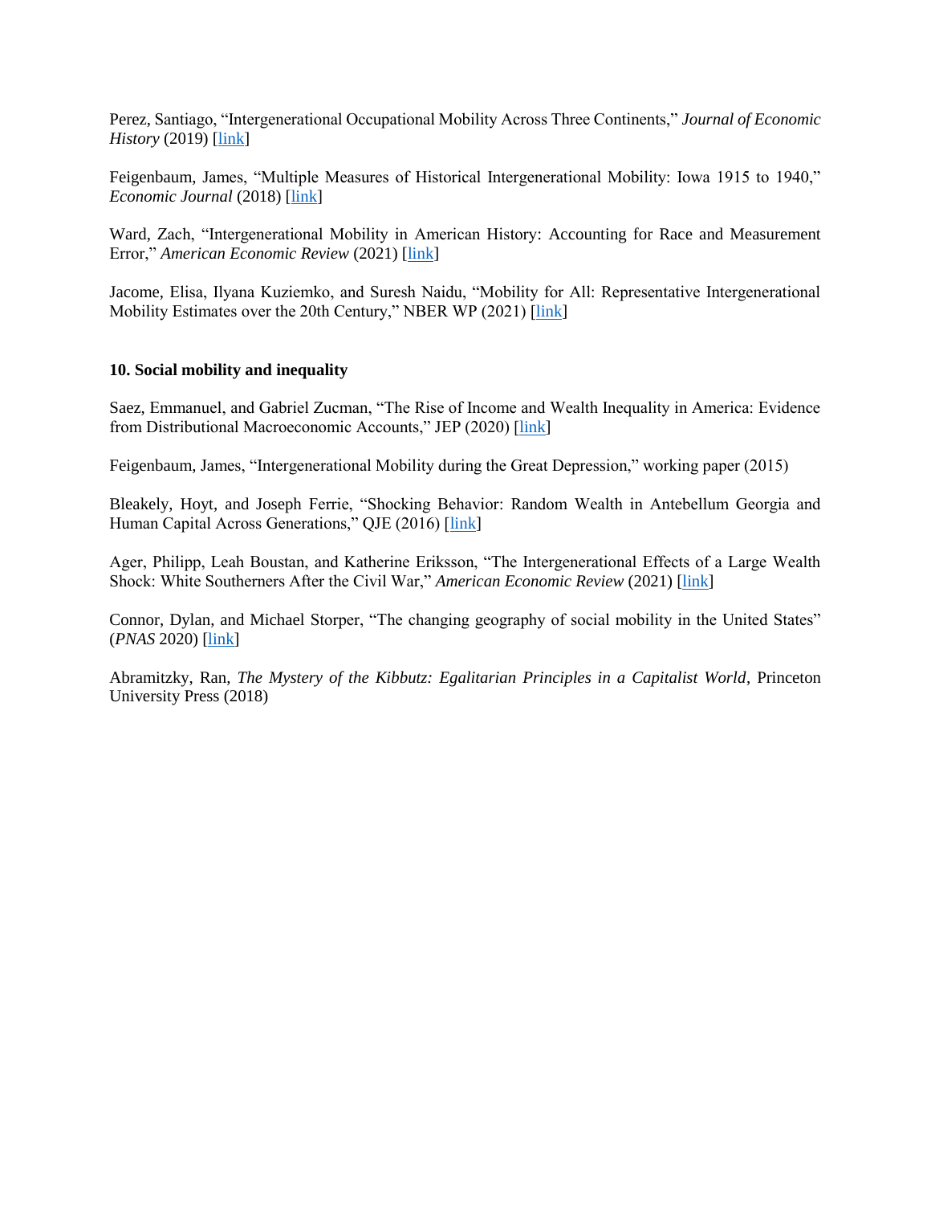Perez, Santiago, "Intergenerational Occupational Mobility Across Three Continents," *Journal of Economic History* (2019) [link]

Feigenbaum, James, "Multiple Measures of Historical Intergenerational Mobility: Iowa 1915 to 1940," *Economic Journal* (2018) [link]

Ward, Zach, "Intergenerational Mobility in American History: Accounting for Race and Measurement Error," *American Economic Review* (2021) [link]

Jacome, Elisa, Ilyana Kuziemko, and Suresh Naidu, "Mobility for All: Representative Intergenerational Mobility Estimates over the 20th Century," NBER WP (2021) [link]

**10. Social mobility and inequality**

Saez, Emmanuel, and Gabriel Zucman, "The Rise of Income and Wealth Inequality in America: Evidence from Distributional Macroeconomic Accounts," JEP (2020) [link]

Feigenbaum, James, "Intergenerational Mobility during the Great Depression," working paper (2015)

Bleakely, Hoyt, and Joseph Ferrie, "Shocking Behavior: Random Wealth in Antebellum Georgia and Human Capital Across Generations," QJE (2016) [link]

Ager, Philipp, Leah Boustan, and Katherine Eriksson, "The Intergenerational Effects of a Large Wealth Shock: White Southerners After the Civil War," *American Economic Review* (2021) [link]

Connor, Dylan, and Michael Storper, "The changing geography of social mobility in the United States" (*PNAS* 2020) [link]

Abramitzky, Ran, *The Mystery of the Kibbutz: Egalitarian Principles in a Capitalist World*, Princeton University Press (2018)